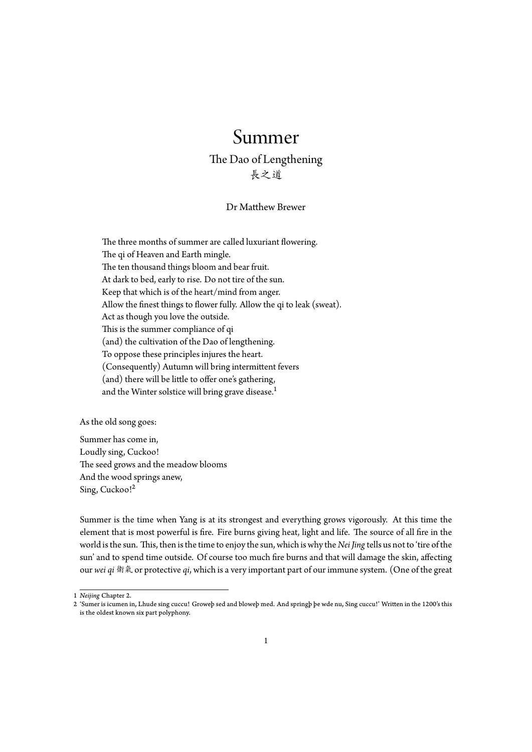# Summer

## The Dao of Lengthening

長之道

Dr Matthew Brewer

> The three months of summer are called luxuriant flowering.
> The qi of Heaven and Earth mingle.
> The ten thousand things bloom and bear fruit.
> At dark to bed, early to rise. Do not tire of the sun.
> Keep that which is of the heart/mind from anger.
> Allow the finest things to flower fully. Allow the qi to leak (sweat).
> Act as though you love the outside.
> This is the summer compliance of qi
> (and) the cultivation of the Dao of lengthening.
> To oppose these principles injures the heart.
> (Consequently) Autumn will bring intermittent fevers
> (and) there will be little to offer one's gathering,
> and the Winter solstice will bring grave disease.[1]

As the old song goes:

Summer has come in,
Loudly sing, Cuckoo!
The seed grows and the meadow blooms
And the wood springs anew,
Sing, Cuckoo![2]

Summer is the time when Yang is at its strongest and everything grows vigorously. At this time the element that is most powerful is fire. Fire burns giving heat, light and life. The source of all fire in the world is the sun. This, then is the time to enjoy the sun, which is why the *Nei Jing* tells us not to 'tire of the sun' and to spend time outside. Of course too much fire burns and that will damage the skin, affecting our *wei qi* 衛氣 or protective *qi*, which is a very important part of our immune system. (One of the great

---

1 *Neijing* Chapter 2.

2 'Sumer is icumen in, Lhude sing cuccu! Groweþ sed and bloweþ med. And springþ þe wde nu, Sing cuccu!' Written in the 1200's this is the oldest known six part polyphony.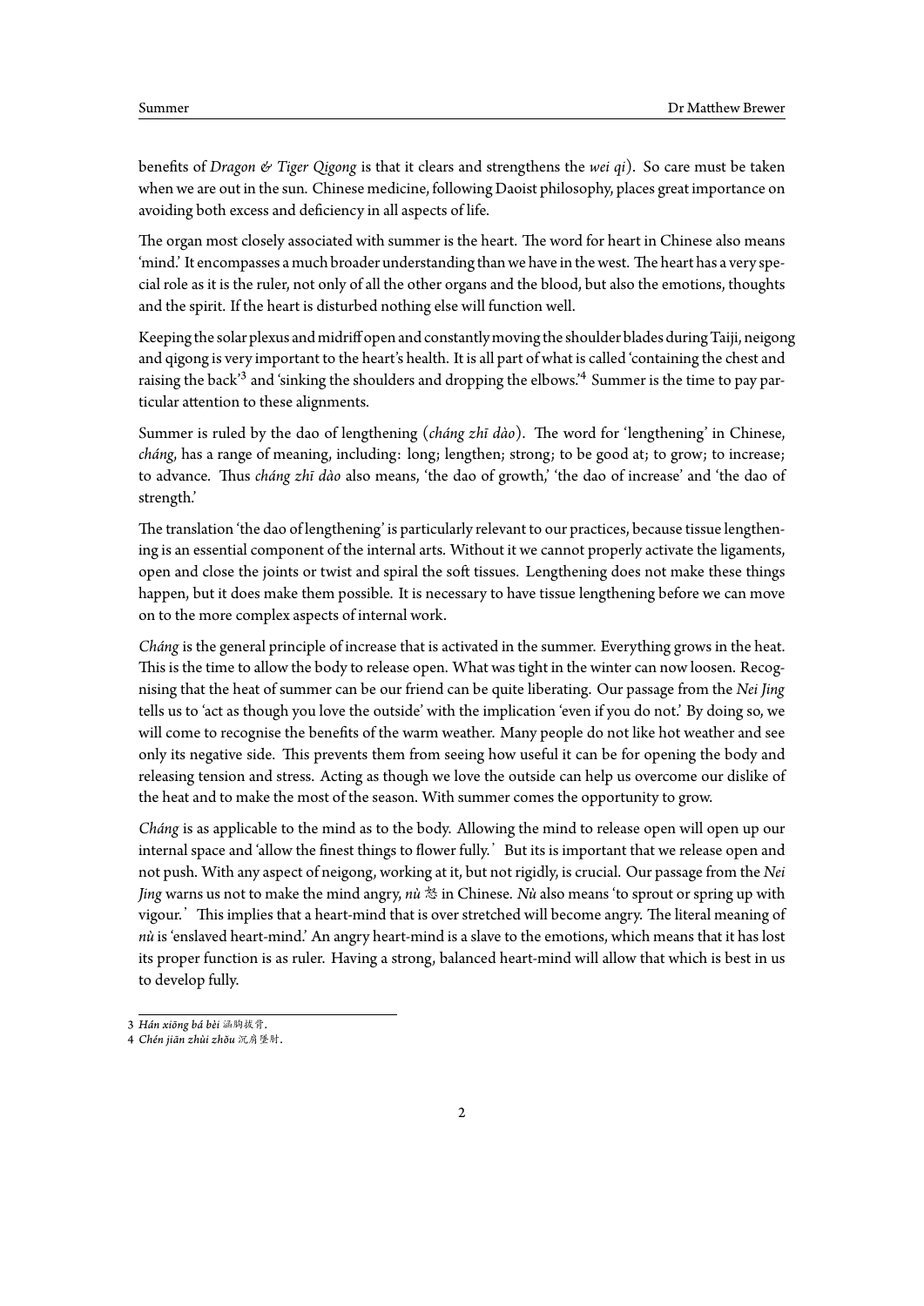benefits of *Dragon & Tiger Qigong* is that it clears and strengthens the *wei qi*). So care must be taken when we are out in the sun. Chinese medicine, following Daoist philosophy, places great importance on avoiding both excess and deficiency in all aspects of life.

The organ most closely associated with summer is the heart. The word for heart in Chinese also means 'mind.' It encompasses a much broader understanding than we have in the west. The heart has a very special role as it is the ruler, not only of all the other organs and the blood, but also the emotions, thoughts and the spirit. If the heart is disturbed nothing else will function well.

Keeping the solar plexus and midriff open and constantly moving the shoulder blades during Taiji, neigong and qigong is very important to the heart's health. It is all part of what is called 'containing the chest and raising the back'[3] and 'sinking the shoulders and dropping the elbows.'[4] Summer is the time to pay particular attention to these alignments.

Summer is ruled by the dao of lengthening (*cháng zhī dào*). The word for 'lengthening' in Chinese, *cháng*, has a range of meaning, including: long; lengthen; strong; to be good at; to grow; to increase; to advance. Thus *cháng zhī dào* also means, 'the dao of growth,' 'the dao of increase' and 'the dao of strength.'

The translation 'the dao of lengthening' is particularly relevant to our practices, because tissue lengthening is an essential component of the internal arts. Without it we cannot properly activate the ligaments, open and close the joints or twist and spiral the soft tissues. Lengthening does not make these things happen, but it does make them possible. It is necessary to have tissue lengthening before we can move on to the more complex aspects of internal work.

*Cháng* is the general principle of increase that is activated in the summer. Everything grows in the heat. This is the time to allow the body to release open. What was tight in the winter can now loosen. Recognising that the heat of summer can be our friend can be quite liberating. Our passage from the *Nei Jing* tells us to 'act as though you love the outside' with the implication 'even if you do not.' By doing so, we will come to recognise the benefits of the warm weather. Many people do not like hot weather and see only its negative side. This prevents them from seeing how useful it can be for opening the body and releasing tension and stress. Acting as though we love the outside can help us overcome our dislike of the heat and to make the most of the season. With summer comes the opportunity to grow.

*Cháng* is as applicable to the mind as to the body. Allowing the mind to release open will open up our internal space and 'allow the finest things to flower fully.' But its is important that we release open and not push. With any aspect of neigong, working at it, but not rigidly, is crucial. Our passage from the *Nei Jing* warns us not to make the mind angry, *nù* 怒 in Chinese. *Nù* also means 'to sprout or spring up with vigour.' This implies that a heart-mind that is over stretched will become angry. The literal meaning of *nù* is 'enslaved heart-mind.' An angry heart-mind is a slave to the emotions, which means that it has lost its proper function is as ruler. Having a strong, balanced heart-mind will allow that which is best in us to develop fully.

---

3 *Hán xiōng bá bèi* 涵胸拔背.

4 *Chén jiān zhùi zhǒu* 沉肩墜肘.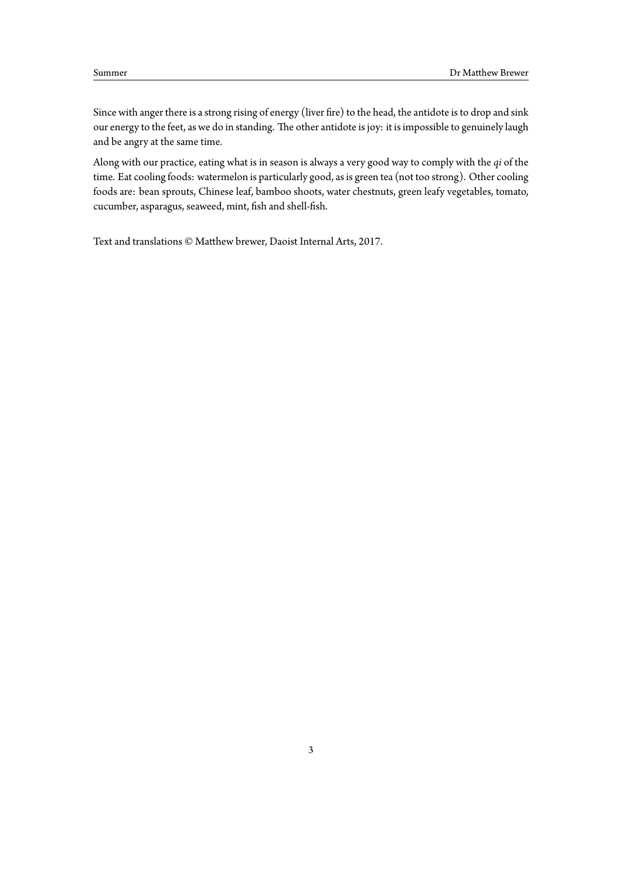Since with anger there is a strong rising of energy (liver fire) to the head, the antidote is to drop and sink our energy to the feet, as we do in standing. The other antidote is joy: it is impossible to genuinely laugh and be angry at the same time.

Along with our practice, eating what is in season is always a very good way to comply with the *qi* of the time. Eat cooling foods: watermelon is particularly good, as is green tea (not too strong). Other cooling foods are: bean sprouts, Chinese leaf, bamboo shoots, water chestnuts, green leafy vegetables, tomato, cucumber, asparagus, seaweed, mint, fish and shell-fish.

Text and translations © Matthew brewer, Daoist Internal Arts, 2017.